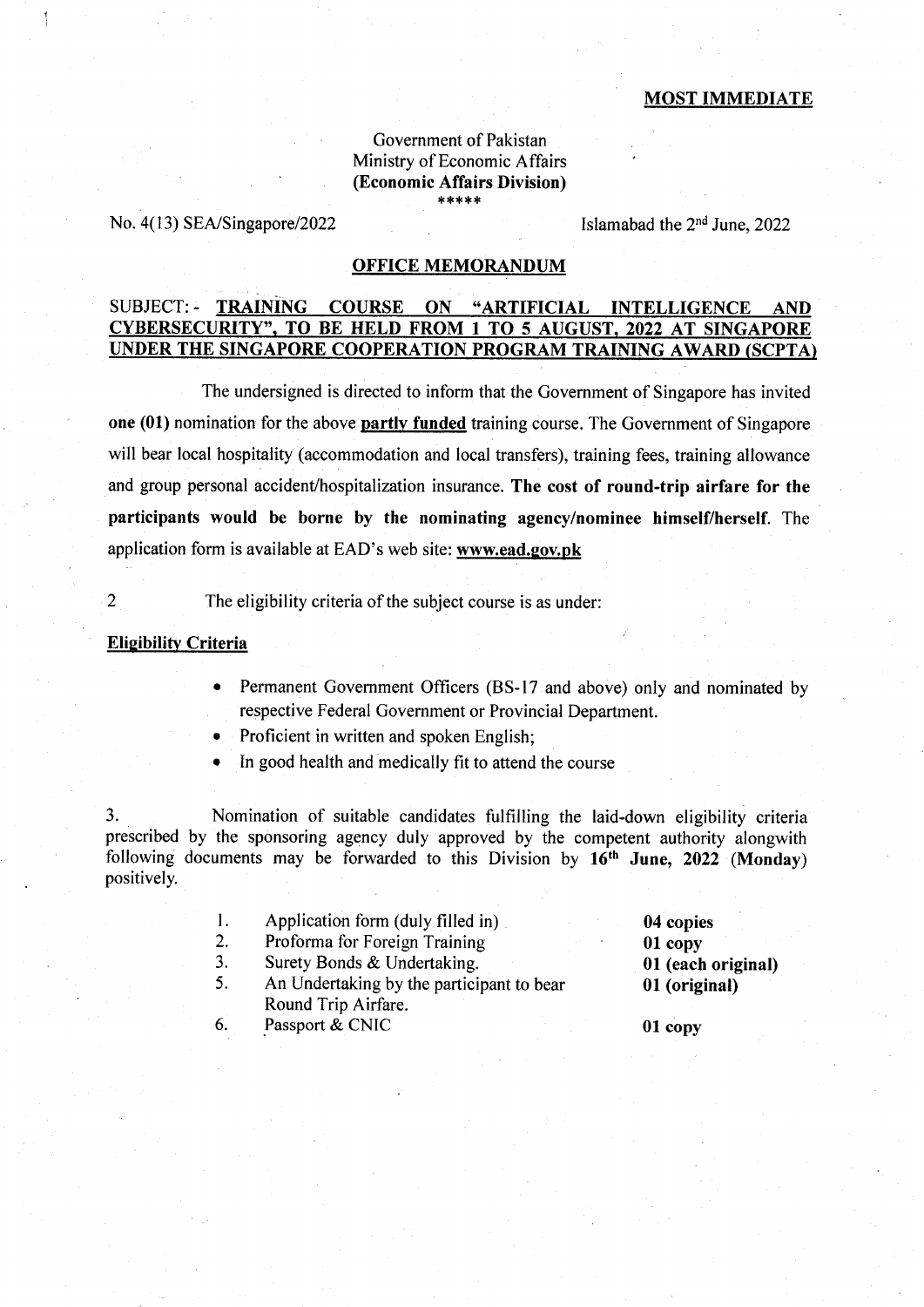**MOST IMMEDIATE**

Government of Pakistan
Ministry of Economic Affairs
**(Economic Affairs Division)**
*****

No. 4(13) SEA/Singapore/2022

Islamabad the 2nd June, 2022

## OFFICE MEMORANDUM

SUBJECT: - **TRAINING COURSE ON "ARTIFICIAL INTELLIGENCE AND CYBERSECURITY", TO BE HELD FROM 1 TO 5 AUGUST, 2022 AT SINGAPORE UNDER THE SINGAPORE COOPERATION PROGRAM TRAINING AWARD (SCPTA)**

The undersigned is directed to inform that the Government of Singapore has invited **one (01)** nomination for the above **partly funded** training course. The Government of Singapore will bear local hospitality (accommodation and local transfers), training fees, training allowance and group personal accident/hospitalization insurance. **The cost of round-trip airfare for the participants would be borne by the nominating agency/nominee himself/herself**. The application form is available at EAD's web site: **www.ead.gov.pk**

2 The eligibility criteria of the subject course is as under:

**Eligibility Criteria**

- Permanent Government Officers (BS-17 and above) only and nominated by respective Federal Government or Provincial Department.
- Proficient in written and spoken English;
- In good health and medically fit to attend the course

3. Nomination of suitable candidates fulfilling the laid-down eligibility criteria prescribed by the sponsoring agency duly approved by the competent authority alongwith following documents may be forwarded to this Division by **16th June, 2022 (Monday)** positively.

| | | |
|---|---|---|
| 1. | Application form (duly filled in) | **04 copies** |
| 2. | Proforma for Foreign Training | **01 copy** |
| 3. | Surety Bonds & Undertaking. | **01 (each original)** |
| 5. | An Undertaking by the participant to bear Round Trip Airfare. | **01 (original)** |
| 6. | Passport & CNIC | **01 copy** |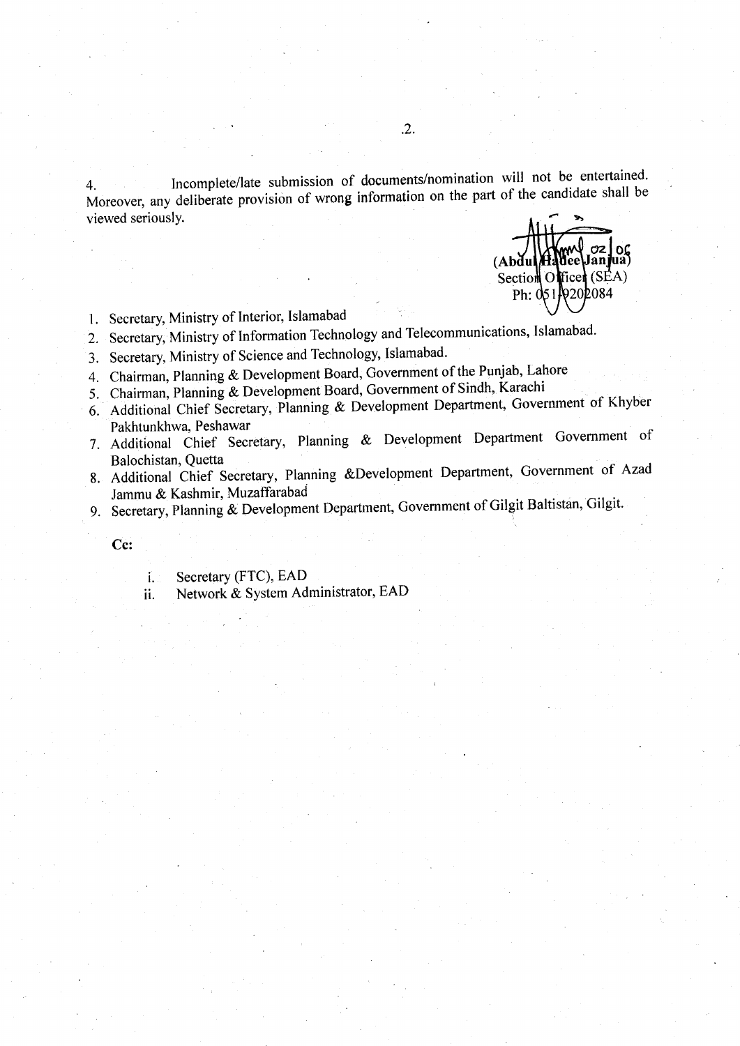4. Incomplete/late submission of documents/nomination will not be entertained. Moreover, any deliberate provision of wrong information on the part of the candidate shall be viewed seriously.

(Abdul Hadee Janjua)
Section Officer (SEA)
Ph: 051-9202084

1. Secretary, Ministry of Interior, Islamabad
2. Secretary, Ministry of Information Technology and Telecommunications, Islamabad.
3. Secretary, Ministry of Science and Technology, Islamabad.
4. Chairman, Planning & Development Board, Government of the Punjab, Lahore
5. Chairman, Planning & Development Board, Government of Sindh, Karachi
6. Additional Chief Secretary, Planning & Development Department, Government of Khyber Pakhtunkhwa, Peshawar
7. Additional Chief Secretary, Planning & Development Department Government of Balochistan, Quetta
8. Additional Chief Secretary, Planning &Development Department, Government of Azad Jammu & Kashmir, Muzaffarabad
9. Secretary, Planning & Development Department, Government of Gilgit Baltistan, Gilgit.

**Cc:**

i. Secretary (FTC), EAD
ii. Network & System Administrator, EAD